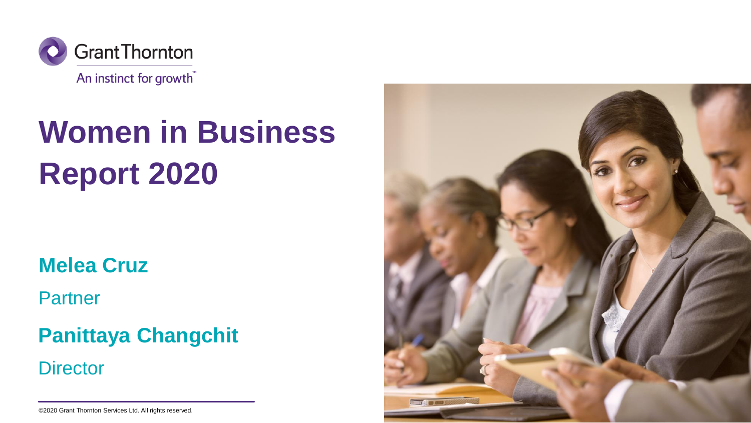Grant Thornton

An instinct for growth™

# Women in Business Report 2020

**Melea Cruz**

Partner

**Panittaya Changchit**

Director

©2020 Grant Thornton Services Ltd. All rights reserved.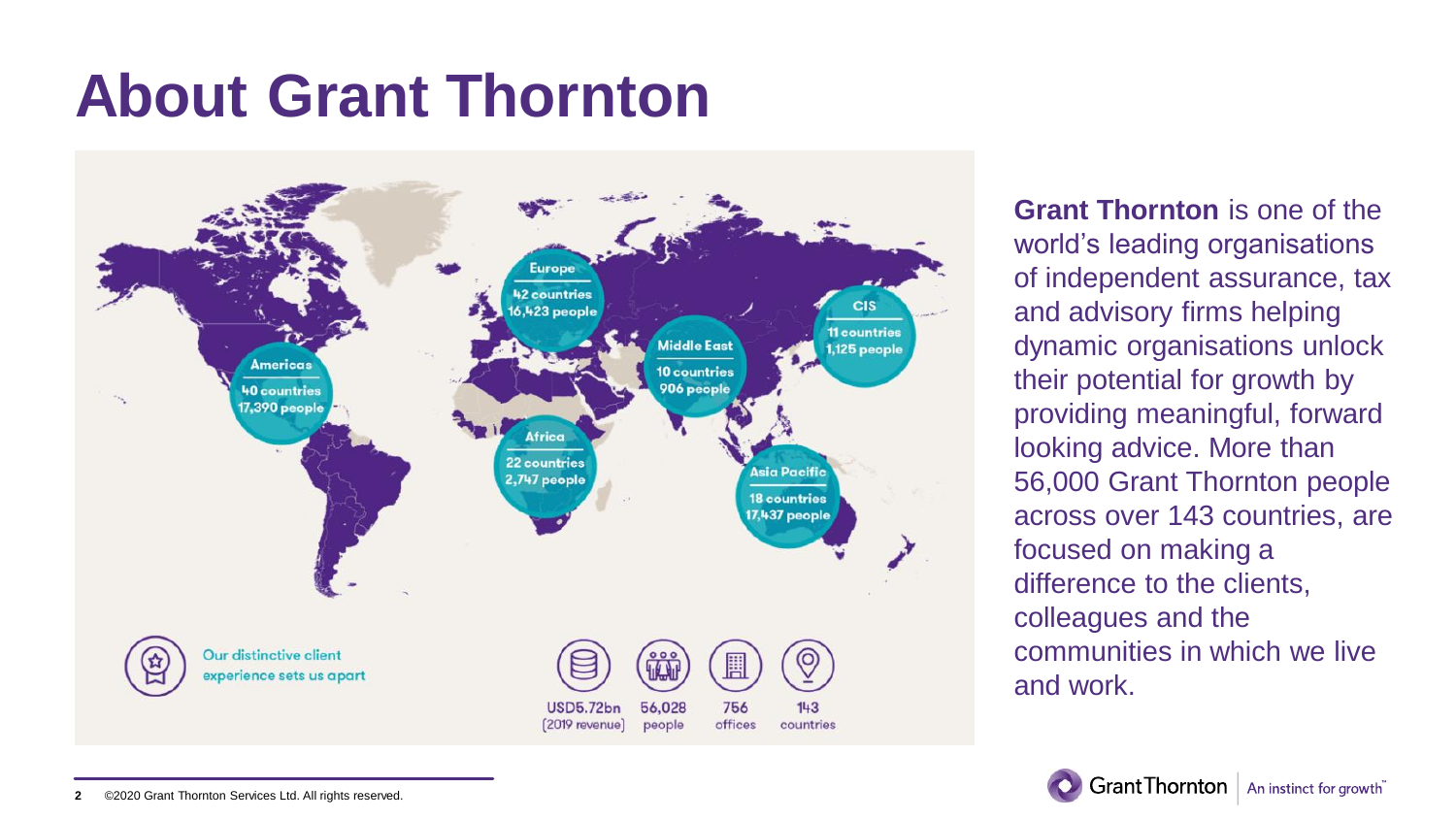# About Grant Thornton

**Europe**
42 countries
16,423 people

**CIS**
11 countries
1,125 people

**Middle East**
10 countries
906 people

**Americas**
40 countries
17,390 people

**Africa**
22 countries
2,747 people

**Asia Pacific**
18 countries
17,437 people

Our distinctive client experience sets us apart

| USD5.72bn (2019 revenue) | 56,028 people | 756 offices | 143 countries |
|---|---|---|---|

**Grant Thornton** is one of the world's leading organisations of independent assurance, tax and advisory firms helping dynamic organisations unlock their potential for growth by providing meaningful, forward looking advice. More than 56,000 Grant Thornton people across over 143 countries, are focused on making a difference to the clients, colleagues and the communities in which we live and work.

©2020 Grant Thornton Services Ltd. All rights reserved.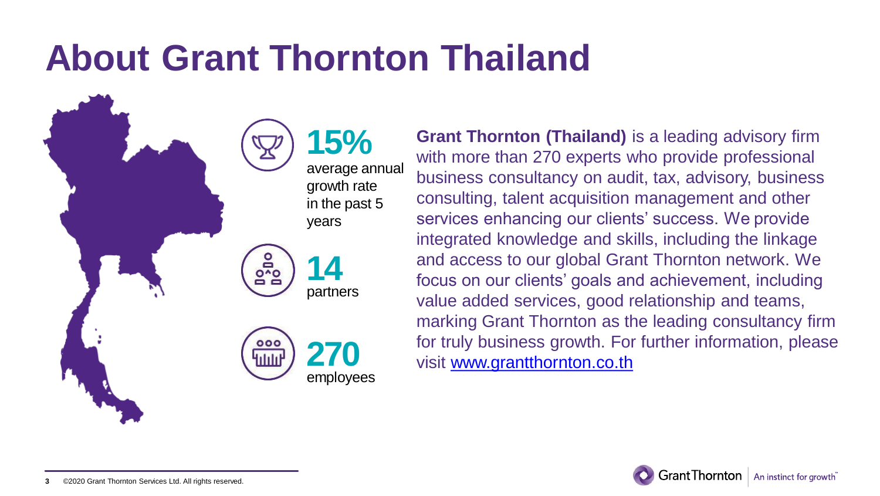# About Grant Thornton Thailand

**15%**
average annual growth rate in the past 5 years

**14**
partners

**270**
employees

**Grant Thornton (Thailand)** is a leading advisory firm with more than 270 experts who provide professional business consultancy on audit, tax, advisory, business consulting, talent acquisition management and other services enhancing our clients' success. We provide integrated knowledge and skills, including the linkage and access to our global Grant Thornton network. We focus on our clients' goals and achievement, including value added services, good relationship and teams, marking Grant Thornton as the leading consultancy firm for truly business growth. For further information, please visit [www.grantthornton.co.th](http://www.grantthornton.co.th)

©2020 Grant Thornton Services Ltd. All rights reserved.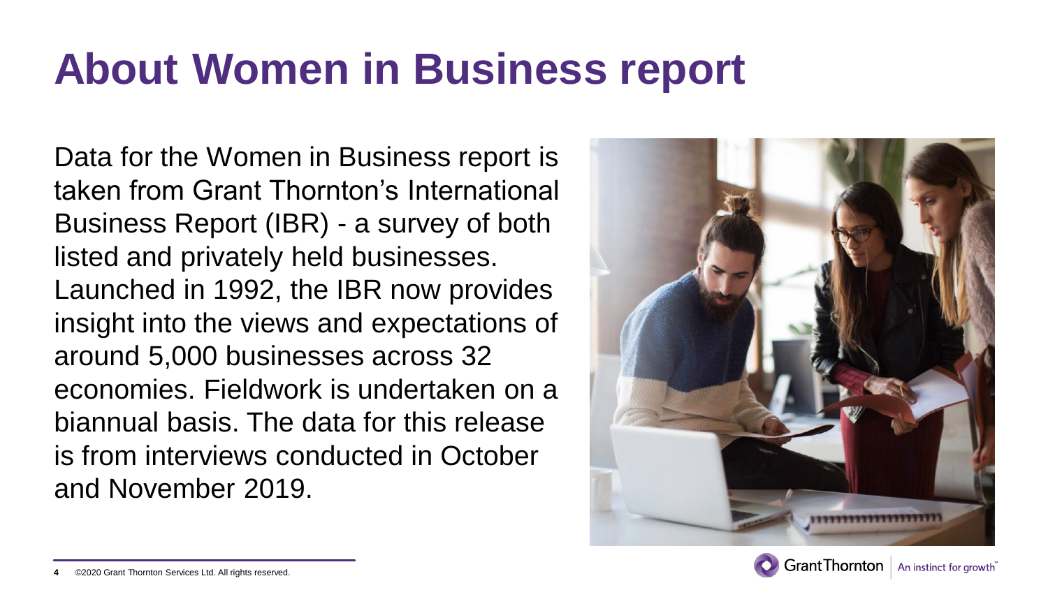# About Women in Business report

Data for the Women in Business report is taken from Grant Thornton's International Business Report (IBR) - a survey of both listed and privately held businesses. Launched in 1992, the IBR now provides insight into the views and expectations of around 5,000 businesses across 32 economies. Fieldwork is undertaken on a biannual basis. The data for this release is from interviews conducted in October and November 2019.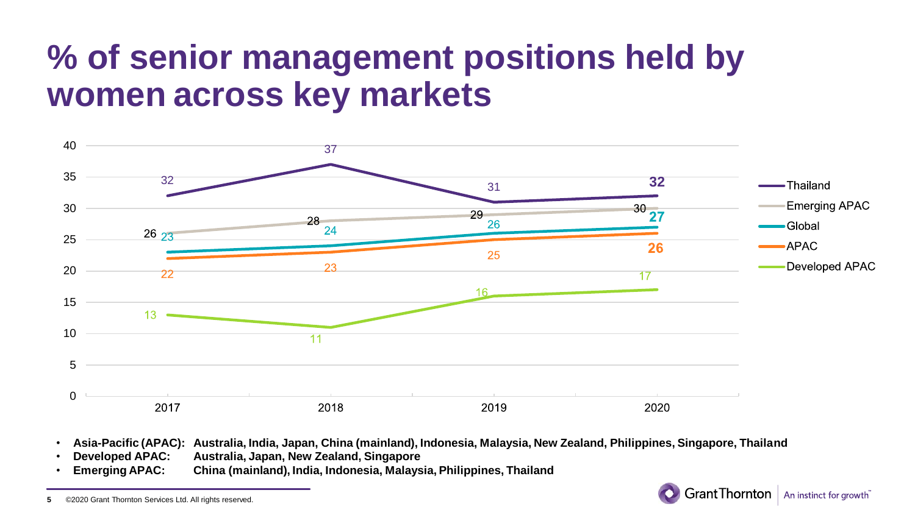# % of senior management positions held by women across key markets

| | 2017 | 2018 | 2019 | 2020 |
|---|---|---|---|---|
| Thailand | 32 | 37 | 31 | 32 |
| Emerging APAC | 26 | 28 | 29 | 30 |
| Global | 23 | 24 | 26 | 27 |
| APAC | 22 | 23 | 25 | 26 |
| Developed APAC | 13 | 11 | 16 | 17 |

- **Asia-Pacific (APAC): Australia, India, Japan, China (mainland), Indonesia, Malaysia, New Zealand, Philippines, Singapore, Thailand**
- **Developed APAC: Australia, Japan, New Zealand, Singapore**
- **Emerging APAC: China (mainland), India, Indonesia, Malaysia, Philippines, Thailand**

©2020 Grant Thornton Services Ltd. All rights reserved.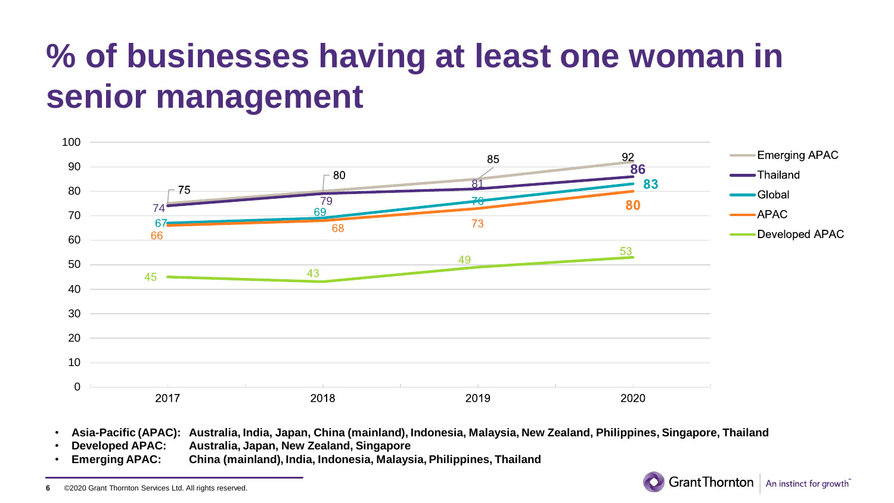# % of businesses having at least one woman in senior management

| | 2017 | 2018 | 2019 | 2020 |
|---|---|---|---|---|
| Emerging APAC | 75 | 80 | 85 | 92 |
| Thailand | 74 | 79 | 81 | 86 |
| Global | 67 | 69 | 76 | 83 |
| APAC | 66 | 68 | 73 | 80 |
| Developed APAC | 45 | 43 | 49 | 53 |

- **Asia-Pacific (APAC): Australia, India, Japan, China (mainland), Indonesia, Malaysia, New Zealand, Philippines, Singapore, Thailand**
- **Developed APAC: Australia, Japan, New Zealand, Singapore**
- **Emerging APAC: China (mainland), India, Indonesia, Malaysia, Philippines, Thailand**

©2020 Grant Thornton Services Ltd. All rights reserved.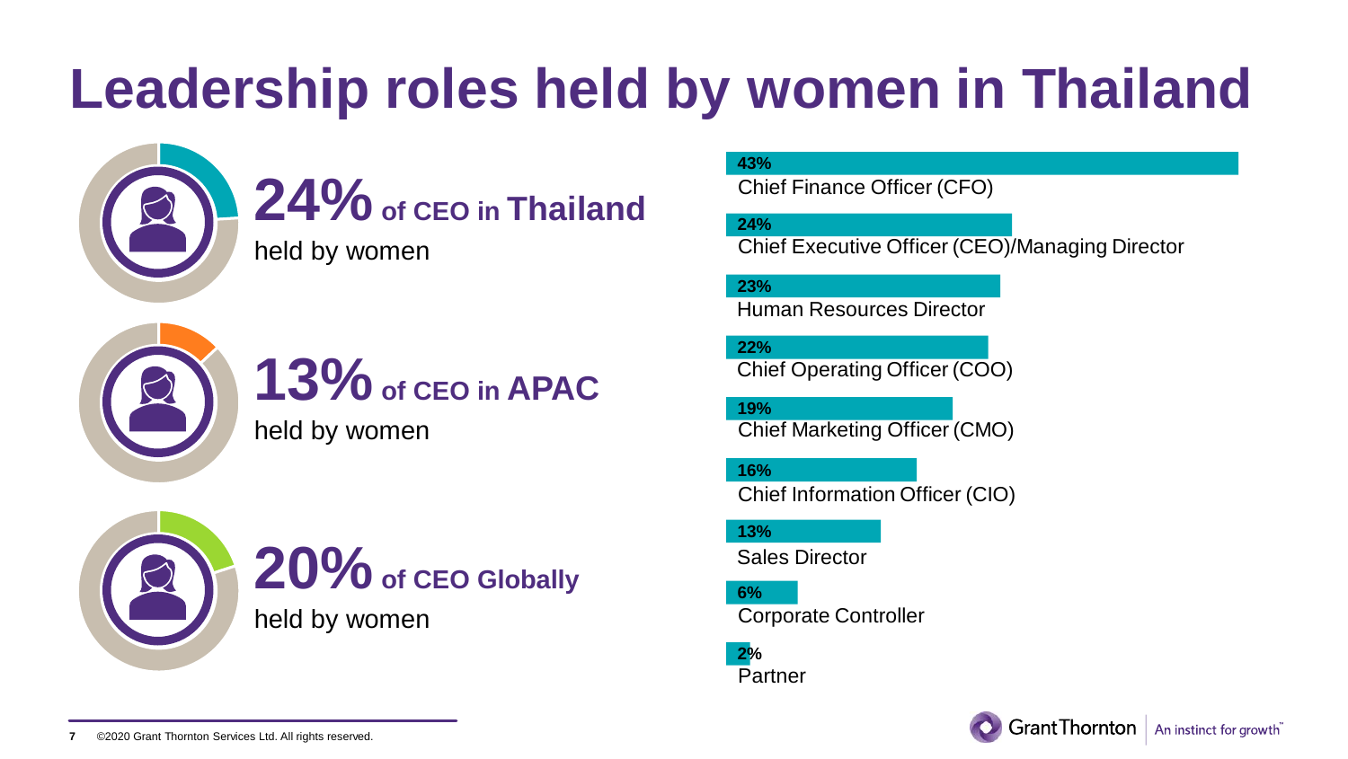# Leadership roles held by women in Thailand

**24%** of CEO in **Thailand**
held by women

**13%** of CEO in **APAC**
held by women

**20%** of CEO **Globally**
held by women

| Role | % |
| --- | --- |
| Chief Finance Officer (CFO) | 43% |
| Chief Executive Officer (CEO)/Managing Director | 24% |
| Human Resources Director | 23% |
| Chief Operating Officer (COO) | 22% |
| Chief Marketing Officer (CMO) | 19% |
| Chief Information Officer (CIO) | 16% |
| Sales Director | 13% |
| Corporate Controller | 6% |
| Partner | 2% |

©2020 Grant Thornton Services Ltd. All rights reserved.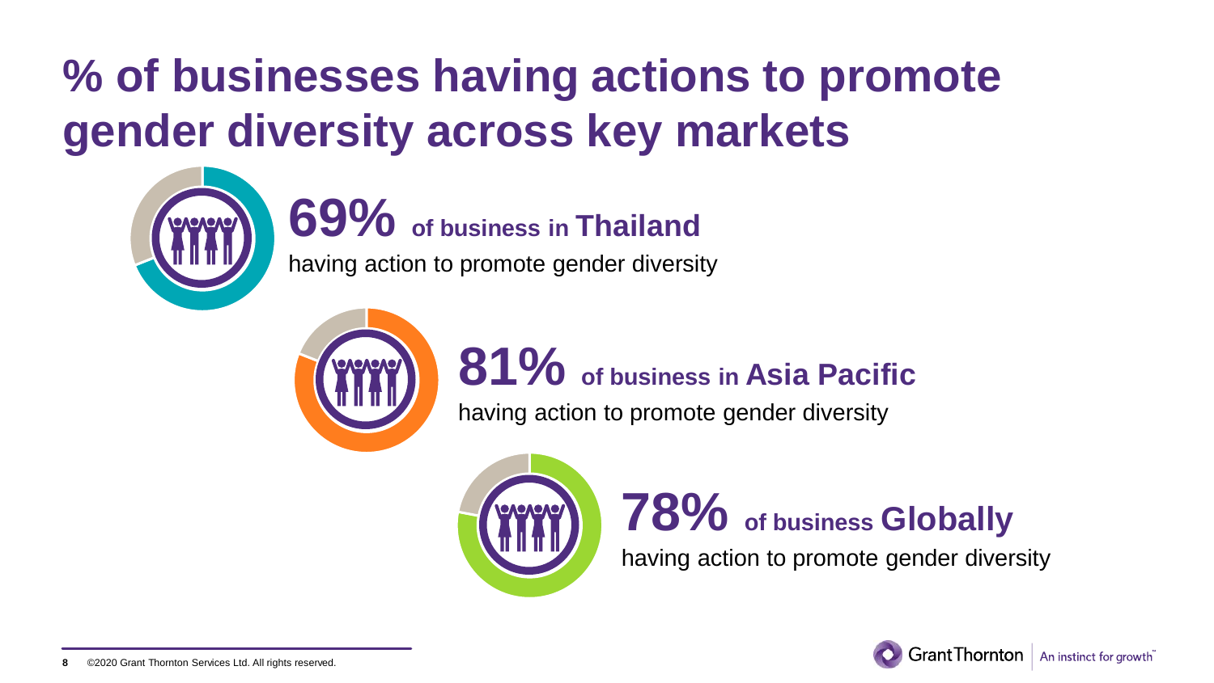# % of businesses having actions to promote gender diversity across key markets

**69%** of business in **Thailand**
having action to promote gender diversity

**81%** of business in **Asia Pacific**
having action to promote gender diversity

**78%** of business **Globally**
having action to promote gender diversity

©2020 Grant Thornton Services Ltd. All rights reserved.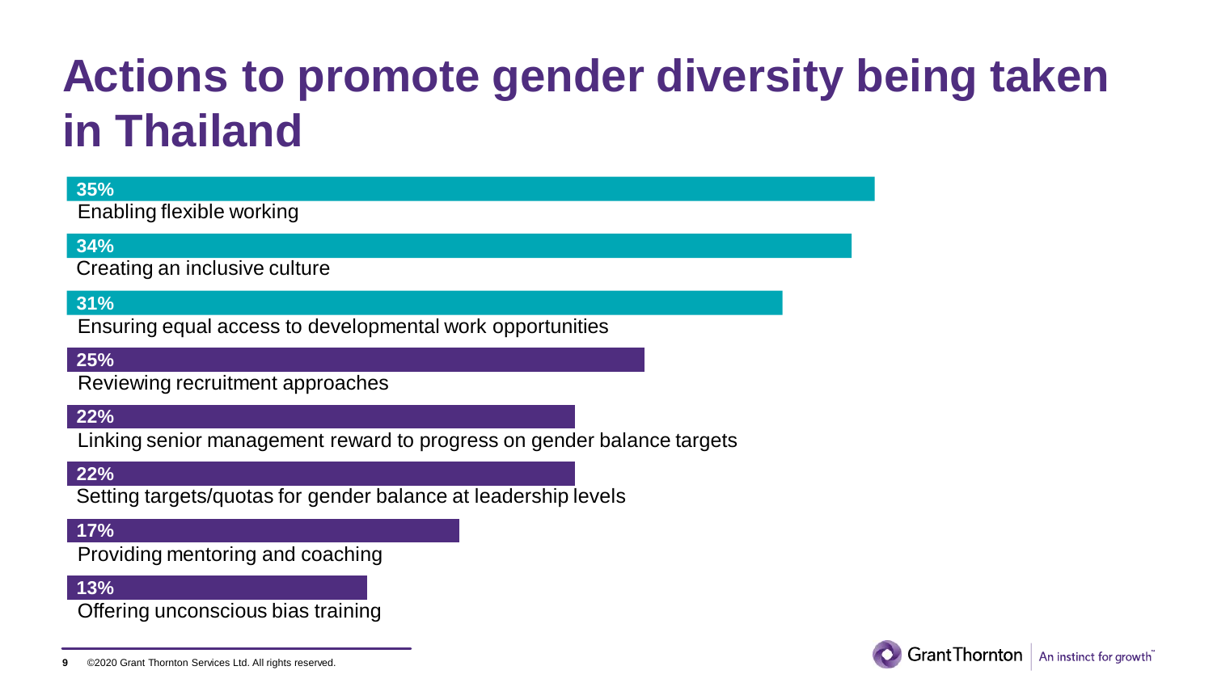# Actions to promote gender diversity being taken in Thailand

| Action | Percentage |
|---|---|
| Enabling flexible working | 35% |
| Creating an inclusive culture | 34% |
| Ensuring equal access to developmental work opportunities | 31% |
| Reviewing recruitment approaches | 25% |
| Linking senior management reward to progress on gender balance targets | 22% |
| Setting targets/quotas for gender balance at leadership levels | 22% |
| Providing mentoring and coaching | 17% |
| Offering unconscious bias training | 13% |

©2020 Grant Thornton Services Ltd. All rights reserved.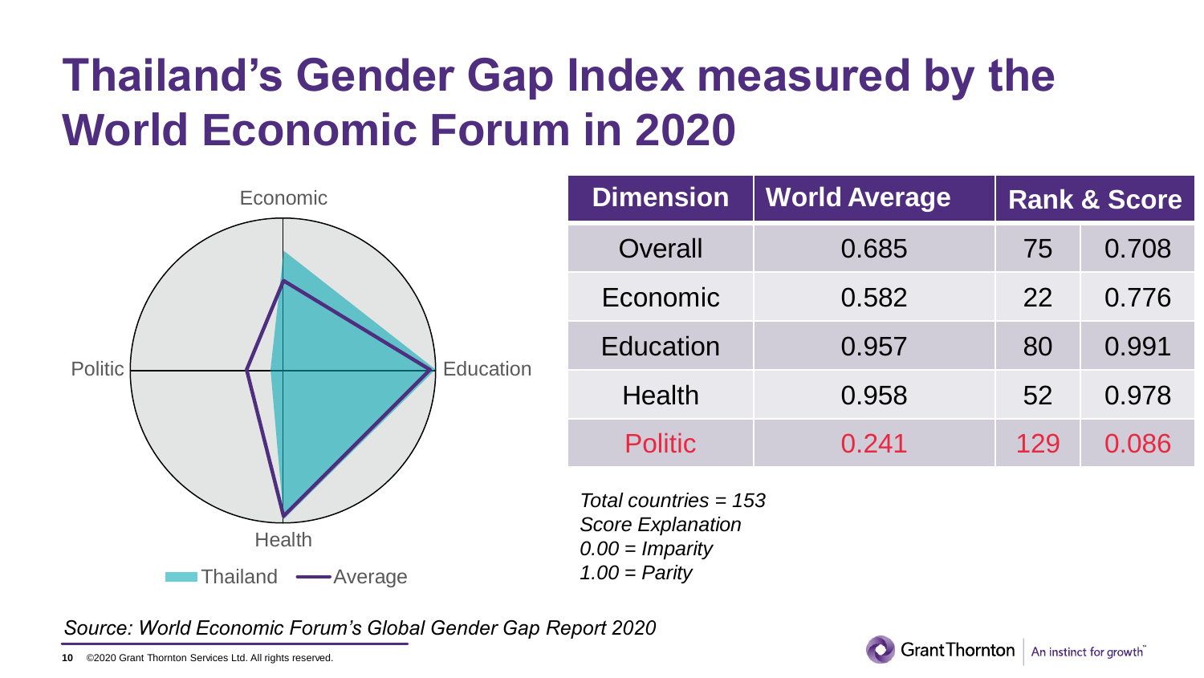# Thailand's Gender Gap Index measured by the World Economic Forum in 2020

| Dimension | World Average | Rank & Score | |
|---|---|---|---|
| Overall | 0.685 | 75 | 0.708 |
| Economic | 0.582 | 22 | 0.776 |
| Education | 0.957 | 80 | 0.991 |
| Health | 0.958 | 52 | 0.978 |
| Politic | 0.241 | 129 | 0.086 |

*Total countries = 153*
*Score Explanation*
*0.00 = Imparity*
*1.00 = Parity*

*Source: World Economic Forum's Global Gender Gap Report 2020*

©2020 Grant Thornton Services Ltd. All rights reserved.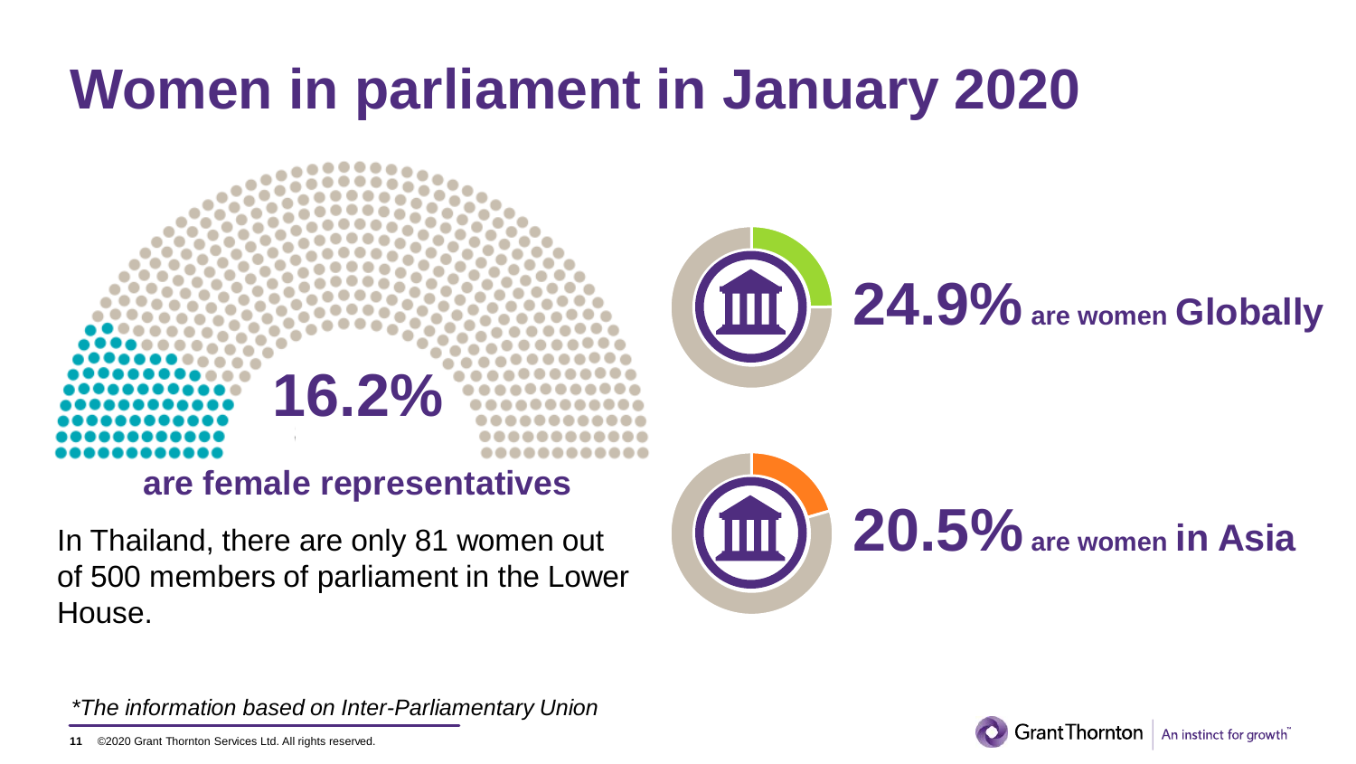# Women in parliament in January 2020

**16.2%**

**are female representatives**

In Thailand, there are only 81 women out of 500 members of parliament in the Lower House.

**24.9%** **are women Globally**

**20.5%** **are women in Asia**

*\*The information based on Inter-Parliamentary Union*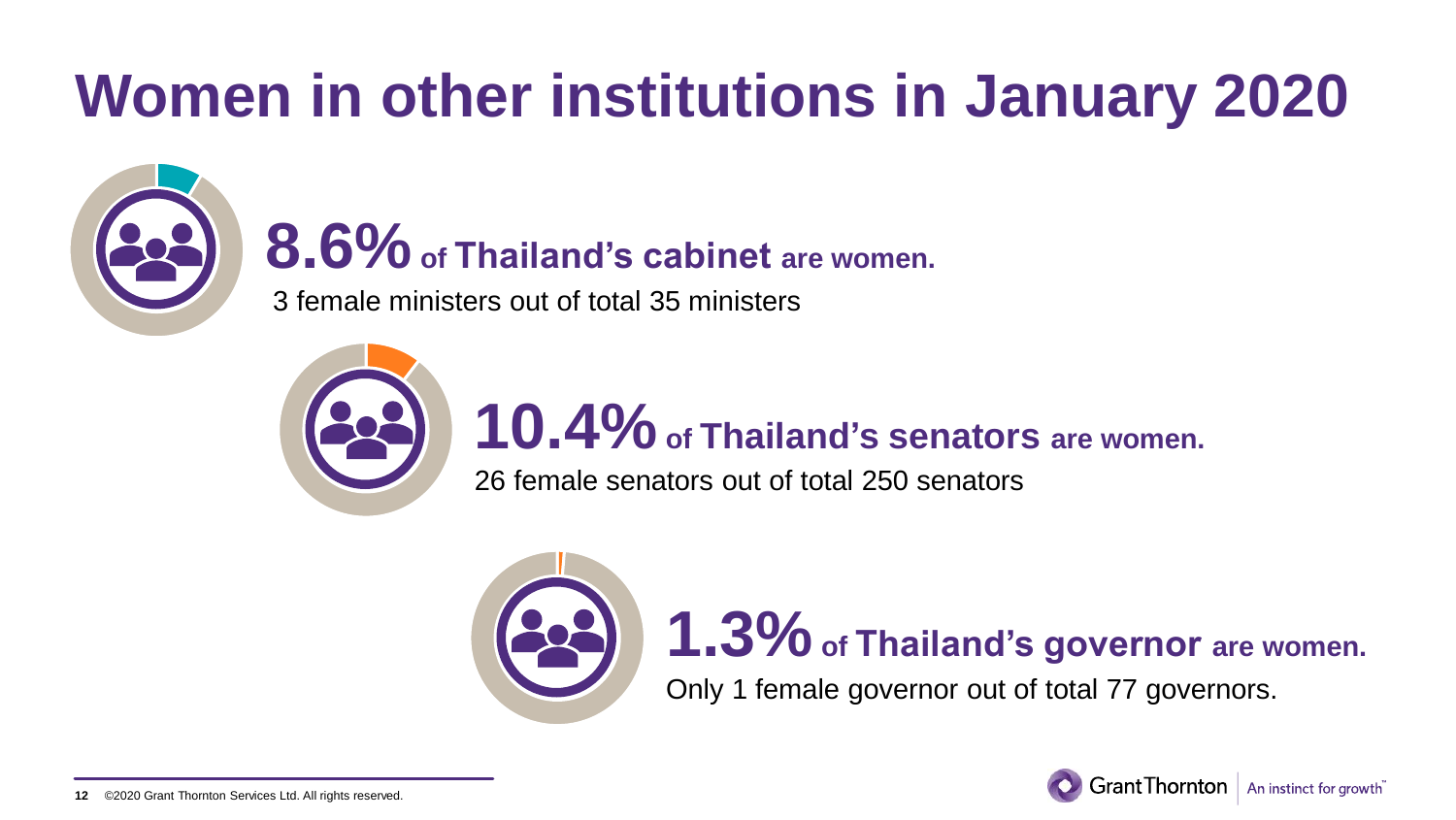# Women in other institutions in January 2020

**8.6% of Thailand's cabinet are women.**

3 female ministers out of total 35 ministers

**10.4% of Thailand's senators are women.**

26 female senators out of total 250 senators

**1.3% of Thailand's governor are women.**

Only 1 female governor out of total 77 governors.

©2020 Grant Thornton Services Ltd. All rights reserved.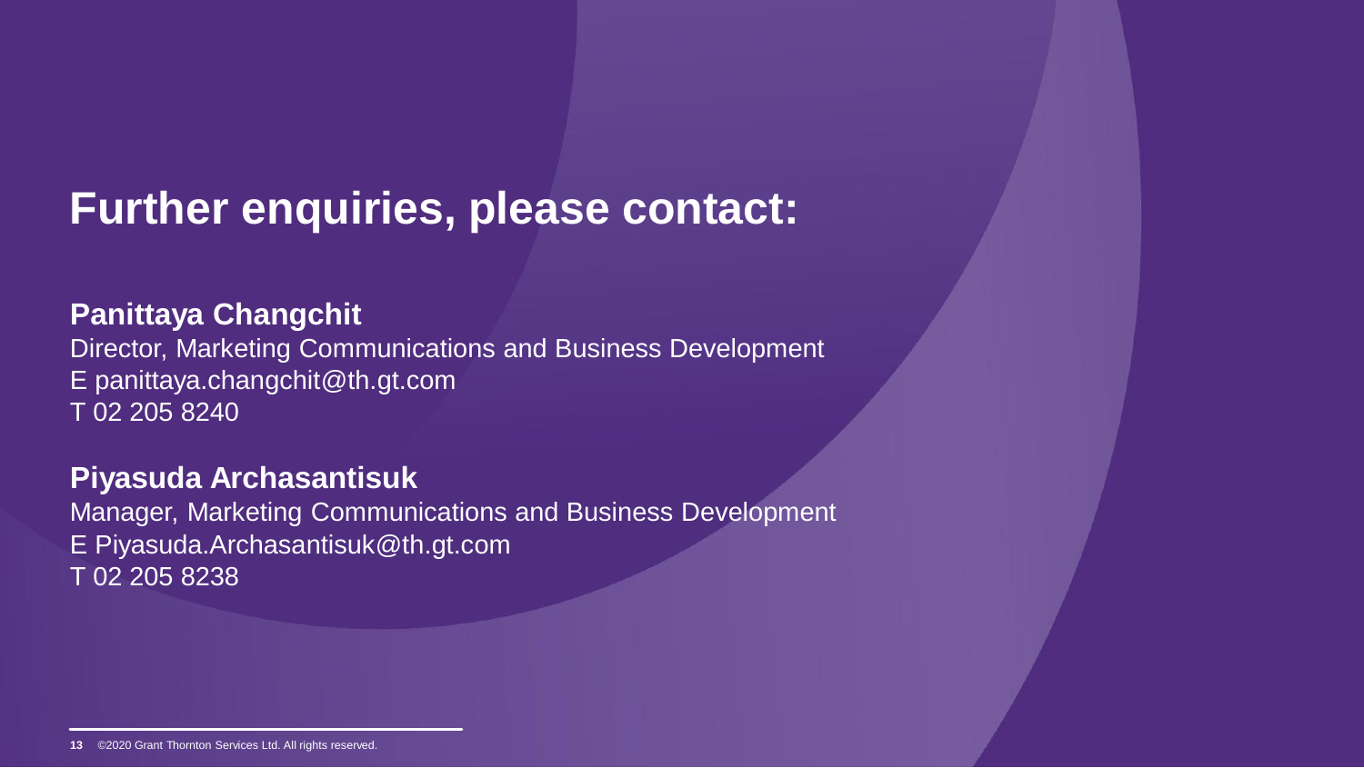# Further enquiries, please contact:

**Panittaya Changchit**
Director, Marketing Communications and Business Development
E panittaya.changchit@th.gt.com
T 02 205 8240

**Piyasuda Archasantisuk**
Manager, Marketing Communications and Business Development
E Piyasuda.Archasantisuk@th.gt.com
T 02 205 8238

©2020 Grant Thornton Services Ltd. All rights reserved.